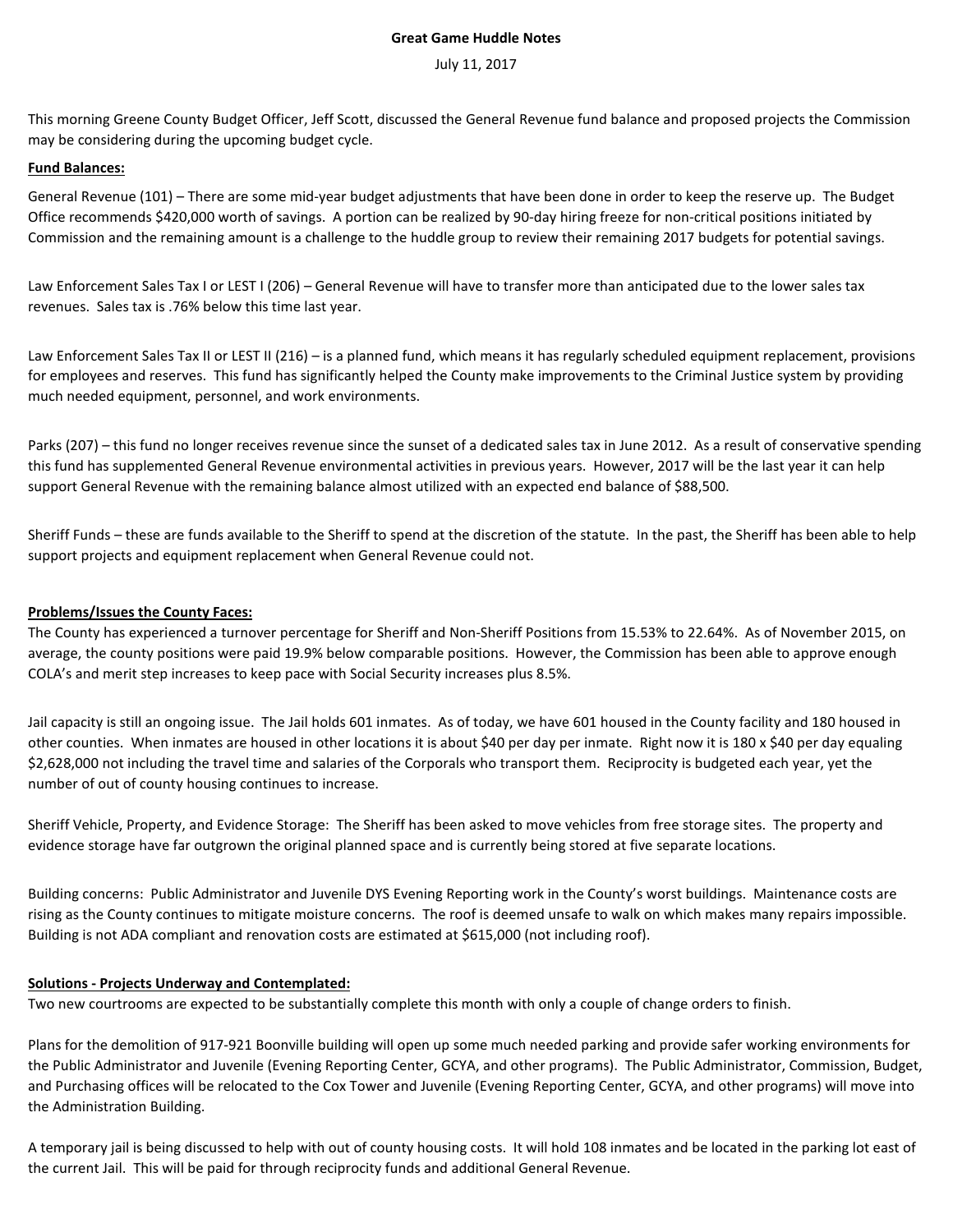**Great Game Huddle Notes**

July 11, 2017

This morning Greene County Budget Officer, Jeff Scott, discussed the General Revenue fund balance and proposed projects the Commission may be considering during the upcoming budget cycle.

**Fund Balances:**

General Revenue (101) – There are some mid-year budget adjustments that have been done in order to keep the reserve up. The Budget Office recommends $420,000 worth of savings. A portion can be realized by 90-day hiring freeze for non-critical positions initiated by Commission and the remaining amount is a challenge to the huddle group to review their remaining 2017 budgets for potential savings.

Law Enforcement Sales Tax I or LEST I (206) – General Revenue will have to transfer more than anticipated due to the lower sales tax revenues. Sales tax is .76% below this time last year.

Law Enforcement Sales Tax II or LEST II (216) – is a planned fund, which means it has regularly scheduled equipment replacement, provisions for employees and reserves. This fund has significantly helped the County make improvements to the Criminal Justice system by providing much needed equipment, personnel, and work environments.

Parks (207) – this fund no longer receives revenue since the sunset of a dedicated sales tax in June 2012. As a result of conservative spending this fund has supplemented General Revenue environmental activities in previous years. However, 2017 will be the last year it can help support General Revenue with the remaining balance almost utilized with an expected end balance of $88,500.

Sheriff Funds – these are funds available to the Sheriff to spend at the discretion of the statute. In the past, the Sheriff has been able to help support projects and equipment replacement when General Revenue could not.

**Problems/Issues the County Faces:**

The County has experienced a turnover percentage for Sheriff and Non-Sheriff Positions from 15.53% to 22.64%. As of November 2015, on average, the county positions were paid 19.9% below comparable positions. However, the Commission has been able to approve enough COLA's and merit step increases to keep pace with Social Security increases plus 8.5%.

Jail capacity is still an ongoing issue. The Jail holds 601 inmates. As of today, we have 601 housed in the County facility and 180 housed in other counties. When inmates are housed in other locations it is about $40 per day per inmate. Right now it is 180 x $40 per day equaling $2,628,000 not including the travel time and salaries of the Corporals who transport them. Reciprocity is budgeted each year, yet the number of out of county housing continues to increase.

Sheriff Vehicle, Property, and Evidence Storage: The Sheriff has been asked to move vehicles from free storage sites. The property and evidence storage have far outgrown the original planned space and is currently being stored at five separate locations.

Building concerns: Public Administrator and Juvenile DYS Evening Reporting work in the County's worst buildings. Maintenance costs are rising as the County continues to mitigate moisture concerns. The roof is deemed unsafe to walk on which makes many repairs impossible. Building is not ADA compliant and renovation costs are estimated at $615,000 (not including roof).

**Solutions - Projects Underway and Contemplated:**

Two new courtrooms are expected to be substantially complete this month with only a couple of change orders to finish.

Plans for the demolition of 917-921 Boonville building will open up some much needed parking and provide safer working environments for the Public Administrator and Juvenile (Evening Reporting Center, GCYA, and other programs). The Public Administrator, Commission, Budget, and Purchasing offices will be relocated to the Cox Tower and Juvenile (Evening Reporting Center, GCYA, and other programs) will move into the Administration Building.

A temporary jail is being discussed to help with out of county housing costs. It will hold 108 inmates and be located in the parking lot east of the current Jail. This will be paid for through reciprocity funds and additional General Revenue.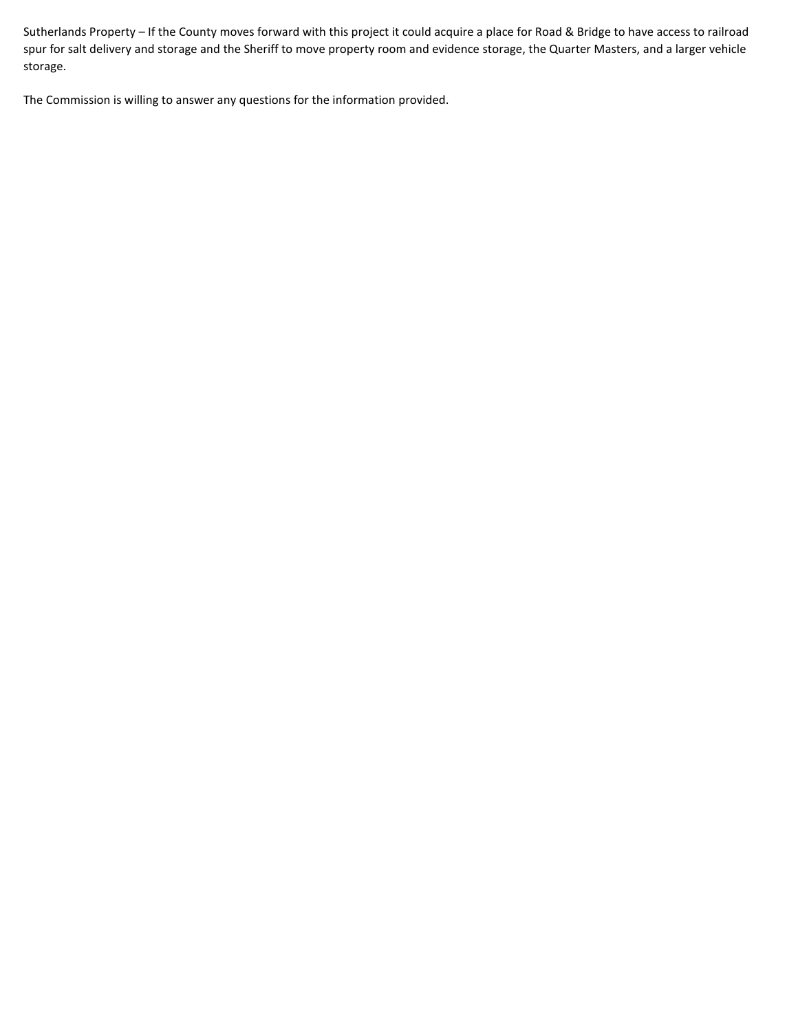Sutherlands Property – If the County moves forward with this project it could acquire a place for Road & Bridge to have access to railroad spur for salt delivery and storage and the Sheriff to move property room and evidence storage, the Quarter Masters, and a larger vehicle storage.

The Commission is willing to answer any questions for the information provided.